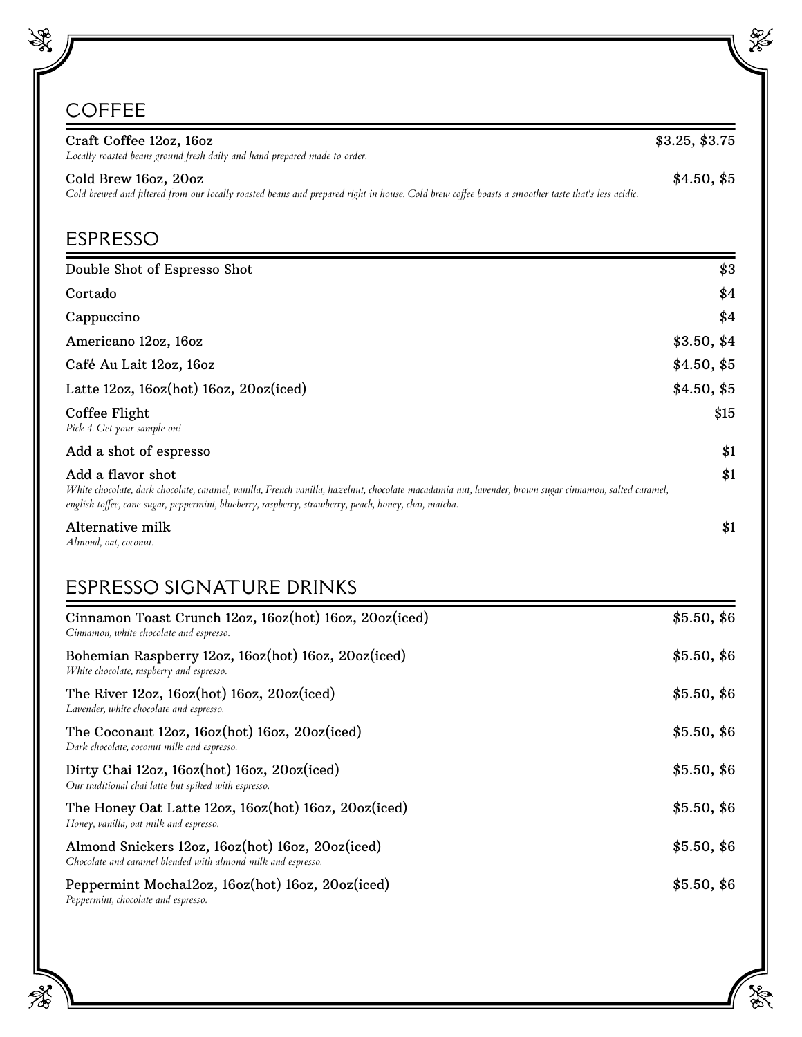## COFFEE

**Craft Coffee 12oz, 16oz** — $3.25, $3.75
*Locally roasted beans ground fresh daily and hand prepared made to order.*

**Cold Brew 16oz, 20oz** — $4.50, $5
*Cold brewed and filtered from our locally roasted beans and prepared right in house. Cold brew coffee boasts a smoother taste that's less acidic.*

## ESPRESSO

**Double Shot of Espresso Shot** — $3

**Cortado** — $4

**Cappuccino** — $4

**Americano 12oz, 16oz** — $3.50, $4

**Café Au Lait 12oz, 16oz** — $4.50, $5

**Latte 12oz, 16oz(hot) 16oz, 20oz(iced)** — $4.50, $5

**Coffee Flight** — $15
*Pick 4. Get your sample on!*

**Add a shot of espresso** — $1

**Add a flavor shot** — $1
*White chocolate, dark chocolate, caramel, vanilla, French vanilla, hazelnut, chocolate macadamia nut, lavender, brown sugar cinnamon, salted caramel, english toffee, cane sugar, peppermint, blueberry, raspberry, strawberry, peach, honey, chai, matcha.*

**Alternative milk** — $1
*Almond, oat, coconut.*

## ESPRESSO SIGNATURE DRINKS

**Cinnamon Toast Crunch 12oz, 16oz(hot) 16oz, 20oz(iced)** — $5.50, $6
*Cinnamon, white chocolate and espresso.*

**Bohemian Raspberry 12oz, 16oz(hot) 16oz, 20oz(iced)** — $5.50, $6
*White chocolate, raspberry and espresso.*

**The River 12oz, 16oz(hot) 16oz, 20oz(iced)** — $5.50, $6
*Lavender, white chocolate and espresso.*

**The Coconaut 12oz, 16oz(hot) 16oz, 20oz(iced)** — $5.50, $6
*Dark chocolate, coconut milk and espresso.*

**Dirty Chai 12oz, 16oz(hot) 16oz, 20oz(iced)** — $5.50, $6
*Our traditional chai latte but spiked with espresso.*

**The Honey Oat Latte 12oz, 16oz(hot) 16oz, 20oz(iced)** — $5.50, $6
*Honey, vanilla, oat milk and espresso.*

**Almond Snickers 12oz, 16oz(hot) 16oz, 20oz(iced)** — $5.50, $6
*Chocolate and caramel blended with almond milk and espresso.*

**Peppermint Mocha12oz, 16oz(hot) 16oz, 20oz(iced)** — $5.50, $6
*Peppermint, chocolate and espresso.*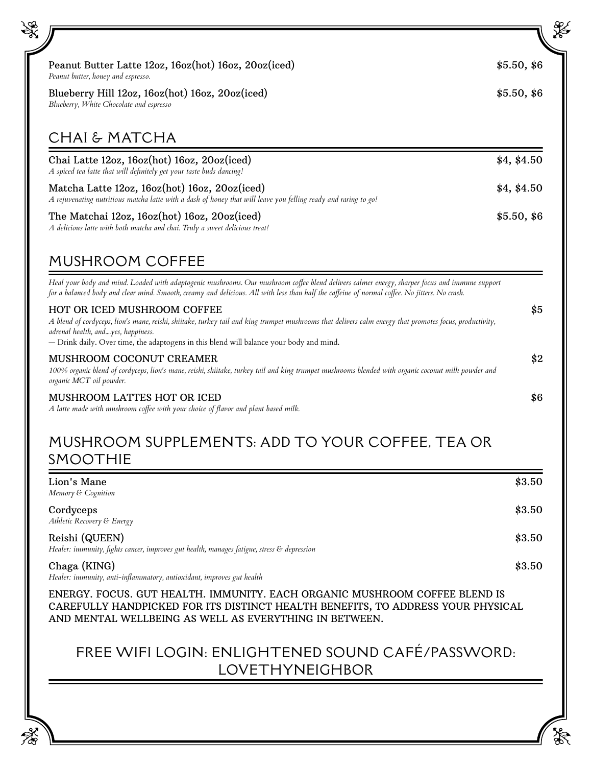Peanut Butter Latte 12oz, 16oz(hot) 16oz, 20oz(iced) — $5.50, $6
*Peanut butter, honey and espresso.*

Blueberry Hill 12oz, 16oz(hot) 16oz, 20oz(iced) — $5.50, $6
*Blueberry, White Chocolate and espresso*

## CHAI & MATCHA

Chai Latte 12oz, 16oz(hot) 16oz, 20oz(iced) — $4, $4.50
*A spiced tea latte that will definitely get your taste buds dancing!*

Matcha Latte 12oz, 16oz(hot) 16oz, 20oz(iced) — $4, $4.50
*A rejuvenating nutritious matcha latte with a dash of honey that will leave you felling ready and raring to go!*

The Matchai 12oz, 16oz(hot) 16oz, 20oz(iced) — $5.50, $6
*A delicious latte with both matcha and chai. Truly a sweet delicious treat!*

## MUSHROOM COFFEE

*Heal your body and mind. Loaded with adaptogenic mushrooms. Our mushroom coffee blend delivers calmer energy, sharper focus and immune support for a balanced body and clear mind. Smooth, creamy and delicious. All with less than half the caffeine of normal coffee. No jitters. No crash.*

HOT OR ICED MUSHROOM COFFEE — $5
*A blend of cordyceps, lion's mane, reishi, shiitake, turkey tail and king trumpet mushrooms that delivers calm energy that promotes focus, productivity, adrenal health, and....yes, happiness.*
— Drink daily. Over time, the adaptogens in this blend will balance your body and mind.

MUSHROOM COCONUT CREAMER — $2
*100% organic blend of cordyceps, lion's mane, reishi, shiitake, turkey tail and king trumpet mushrooms blended with organic coconut milk powder and organic MCT oil powder.*

MUSHROOM LATTES HOT OR ICED — $6
*A latte made with mushroom coffee with your choice of flavor and plant based milk.*

## MUSHROOM SUPPLEMENTS: ADD TO YOUR COFFEE, TEA OR SMOOTHIE

Lion's Mane — $3.50
*Memory & Cognition*

Cordyceps — $3.50
*Athletic Recovery & Energy*

Reishi (QUEEN) — $3.50
*Healer: immunity, fights cancer, improves gut health, manages fatigue, stress & depression*

Chaga (KING) — $3.50
*Healer: immunity, anti-inflammatory, antioxidant, improves gut health*

ENERGY. FOCUS. GUT HEALTH. IMMUNITY. EACH ORGANIC MUSHROOM COFFEE BLEND IS CAREFULLY HANDPICKED FOR ITS DISTINCT HEALTH BENEFITS, TO ADDRESS YOUR PHYSICAL AND MENTAL WELLBEING AS WELL AS EVERYTHING IN BETWEEN.

## FREE WIFI LOGIN: ENLIGHTENED SOUND CAFÉ/PASSWORD: LOVETHYNEIGHBOR